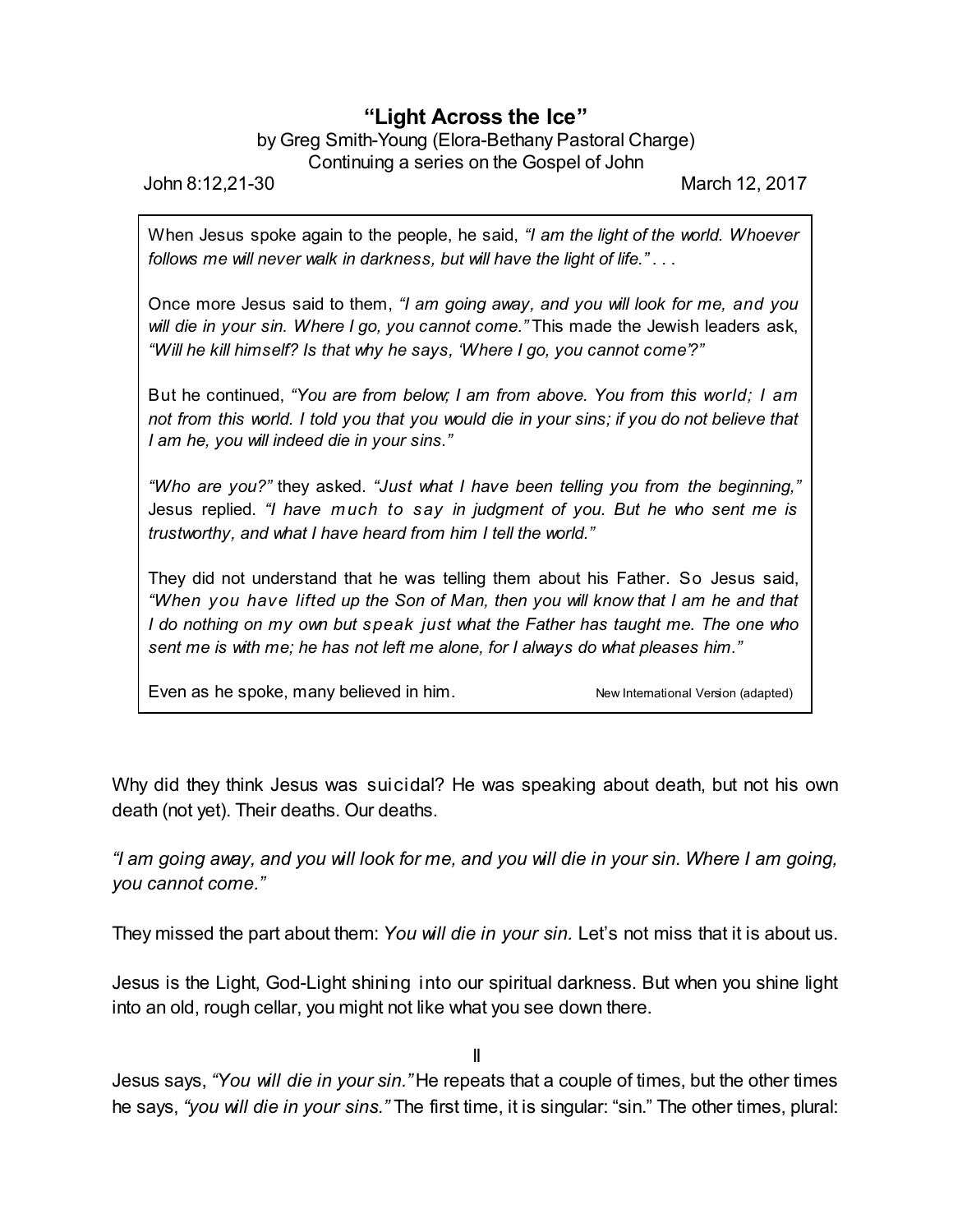# "Light Across the Ice"

by Greg Smith-Young (Elora-Bethany Pastoral Charge)
Continuing a series on the Gospel of John

John 8:12,21-30 March 12, 2017

> When Jesus spoke again to the people, he said, *"I am the light of the world. Whoever follows me will never walk in darkness, but will have the light of life."* . . .
>
> Once more Jesus said to them, *"I am going away, and you will look for me, and you will die in your sin. Where I go, you cannot come."* This made the Jewish leaders ask, *"Will he kill himself? Is that why he says, 'Where I go, you cannot come'?"*
>
> But he continued, *"You are from below; I am from above. You from this world; I am not from this world. I told you that you would die in your sins; if you do not believe that I am he, you will indeed die in your sins."*
>
> *"Who are you?"* they asked. *"Just what I have been telling you from the beginning,"* Jesus replied. *"I have much to say in judgment of you. But he who sent me is trustworthy, and what I have heard from him I tell the world."*
>
> They did not understand that he was telling them about his Father. So Jesus said, *"When you have lifted up the Son of Man, then you will know that I am he and that I do nothing on my own but speak just what the Father has taught me. The one who sent me is with me; he has not left me alone, for I always do what pleases him."*
>
> Even as he spoke, many believed in him. New International Version (adapted)

Why did they think Jesus was suicidal? He was speaking about death, but not his own death (not yet). Their deaths. Our deaths.

*"I am going away, and you will look for me, and you will die in your sin. Where I am going, you cannot come."*

They missed the part about them: *You will die in your sin.* Let's not miss that it is about us.

Jesus is the Light, God-Light shining into our spiritual darkness. But when you shine light into an old, rough cellar, you might not like what you see down there.

II

Jesus says, *"You will die in your sin."* He repeats that a couple of times, but the other times he says, *"you will die in your sins."* The first time, it is singular: "sin." The other times, plural: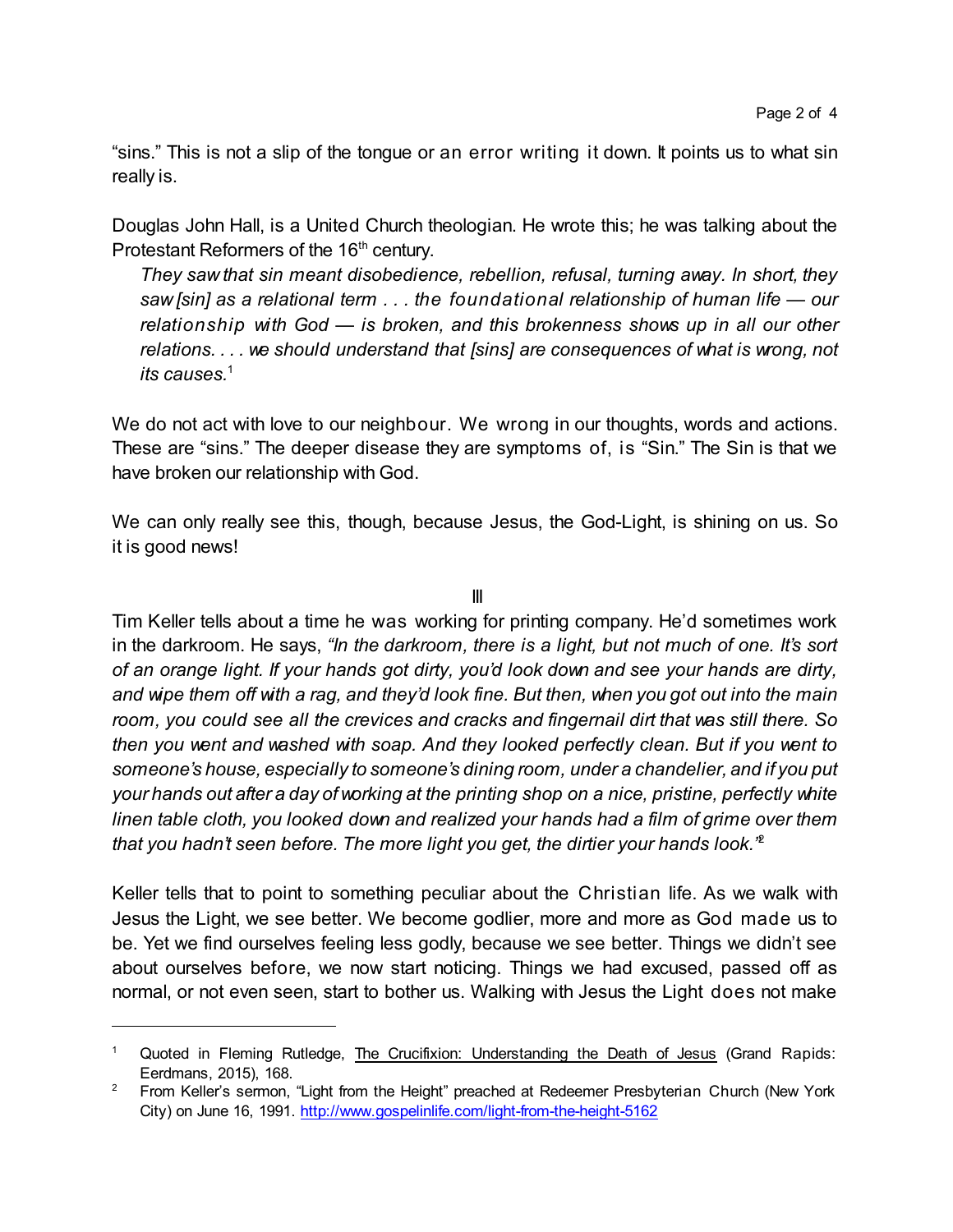"sins." This is not a slip of the tongue or an error writing it down. It points us to what sin really is.

Douglas John Hall, is a United Church theologian. He wrote this; he was talking about the Protestant Reformers of the 16th century.

> *They saw that sin meant disobedience, rebellion, refusal, turning away. In short, they saw [sin] as a relational term . . . the foundational relationship of human life — our relationship with God — is broken, and this brokenness shows up in all our other relations. . . . we should understand that [sins] are consequences of what is wrong, not its causes.*[1]

We do not act with love to our neighbour. We wrong in our thoughts, words and actions. These are "sins." The deeper disease they are symptoms of, is "Sin." The Sin is that we have broken our relationship with God.

We can only really see this, though, because Jesus, the God-Light, is shining on us. So it is good news!

III

Tim Keller tells about a time he was working for printing company. He'd sometimes work in the darkroom. He says, *"In the darkroom, there is a light, but not much of one. It's sort of an orange light. If your hands got dirty, you'd look down and see your hands are dirty, and wipe them off with a rag, and they'd look fine. But then, when you got out into the main room, you could see all the crevices and cracks and fingernail dirt that was still there. So then you went and washed with soap. And they looked perfectly clean. But if you went to someone's house, especially to someone's dining room, under a chandelier, and if you put your hands out after a day of working at the printing shop on a nice, pristine, perfectly white linen table cloth, you looked down and realized your hands had a film of grime over them that you hadn't seen before. The more light you get, the dirtier your hands look."*[2]

Keller tells that to point to something peculiar about the Christian life. As we walk with Jesus the Light, we see better. We become godlier, more and more as God made us to be. Yet we find ourselves feeling less godly, because we see better. Things we didn't see about ourselves before, we now start noticing. Things we had excused, passed off as normal, or not even seen, start to bother us. Walking with Jesus the Light does not make

---

[1] Quoted in Fleming Rutledge, The Crucifixion: Understanding the Death of Jesus (Grand Rapids: Eerdmans, 2015), 168.

[2] From Keller's sermon, "Light from the Height" preached at Redeemer Presbyterian Church (New York City) on June 16, 1991. http://www.gospelinlife.com/light-from-the-height-5162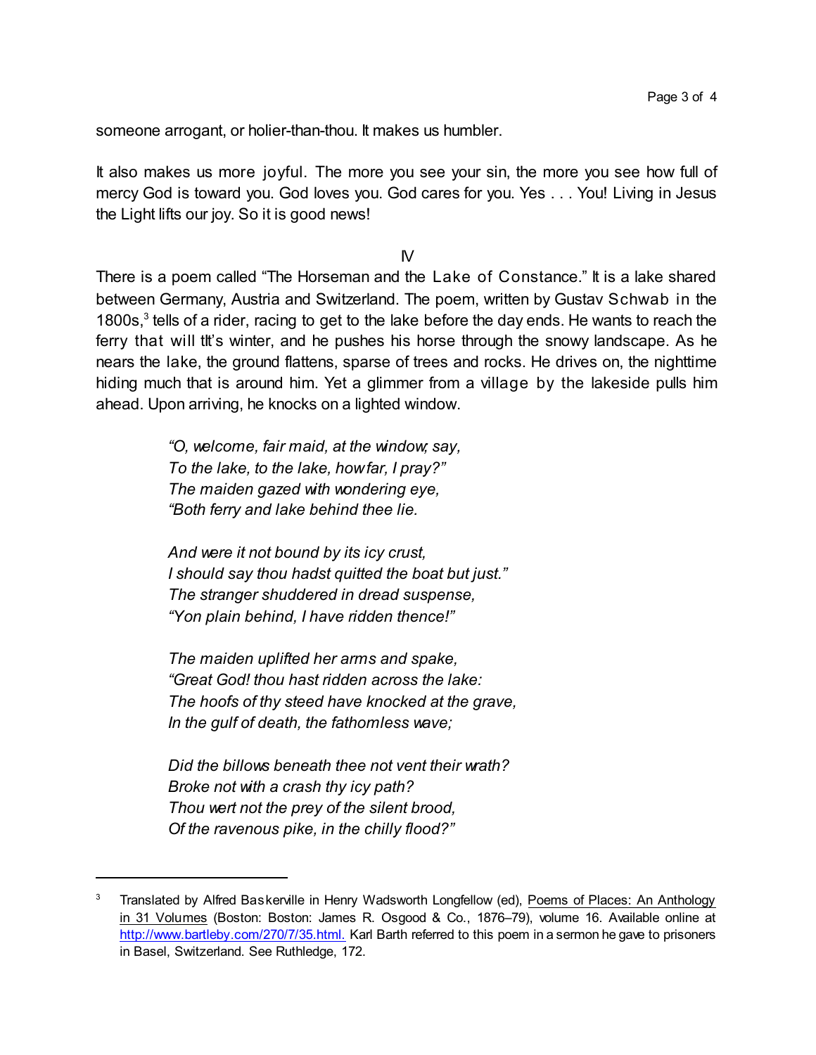someone arrogant, or holier-than-thou. It makes us humbler.

It also makes us more joyful. The more you see your sin, the more you see how full of mercy God is toward you. God loves you. God cares for you. Yes . . . You! Living in Jesus the Light lifts our joy. So it is good news!

IV

There is a poem called "The Horseman and the Lake of Constance." It is a lake shared between Germany, Austria and Switzerland. The poem, written by Gustav Schwab in the 1800s,[3] tells of a rider, racing to get to the lake before the day ends. He wants to reach the ferry that will tlt's winter, and he pushes his horse through the snowy landscape. As he nears the lake, the ground flattens, sparse of trees and rocks. He drives on, the nighttime hiding much that is around him. Yet a glimmer from a village by the lakeside pulls him ahead. Upon arriving, he knocks on a lighted window.

> *"O, welcome, fair maid, at the window; say,*
> *To the lake, to the lake, how far, I pray?"*
> *The maiden gazed with wondering eye,*
> *"Both ferry and lake behind thee lie.*
>
> *And were it not bound by its icy crust,*
> *I should say thou hadst quitted the boat but just."*
> *The stranger shuddered in dread suspense,*
> *"Yon plain behind, I have ridden thence!"*
>
> *The maiden uplifted her arms and spake,*
> *"Great God! thou hast ridden across the lake:*
> *The hoofs of thy steed have knocked at the grave,*
> *In the gulf of death, the fathomless wave;*
>
> *Did the billows beneath thee not vent their wrath?*
> *Broke not with a crash thy icy path?*
> *Thou wert not the prey of the silent brood,*
> *Of the ravenous pike, in the chilly flood?"*

---

[3] Translated by Alfred Baskerville in Henry Wadsworth Longfellow (ed), Poems of Places: An Anthology in 31 Volumes (Boston: Boston: James R. Osgood & Co., 1876–79), volume 16. Available online at http://www.bartleby.com/270/7/35.html. Karl Barth referred to this poem in a sermon he gave to prisoners in Basel, Switzerland. See Ruthledge, 172.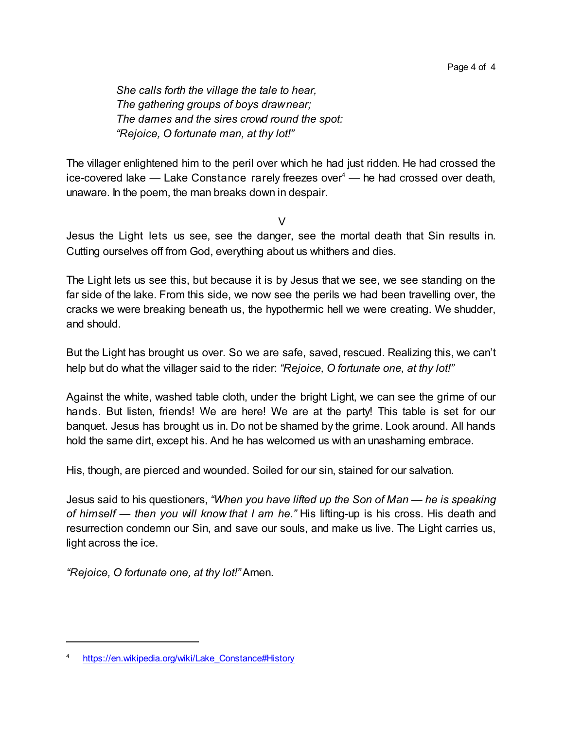*She calls forth the village the tale to hear,*  
*The gathering groups of boys draw near;*  
*The dames and the sires crowd round the spot:*  
*"Rejoice, O fortunate man, at thy lot!"*

The villager enlightened him to the peril over which he had just ridden. He had crossed the ice-covered lake — Lake Constance rarely freezes over[4] — he had crossed over death, unaware. In the poem, the man breaks down in despair.

## V

Jesus the Light lets us see, see the danger, see the mortal death that Sin results in. Cutting ourselves off from God, everything about us whithers and dies.

The Light lets us see this, but because it is by Jesus that we see, we see standing on the far side of the lake. From this side, we now see the perils we had been travelling over, the cracks we were breaking beneath us, the hypothermic hell we were creating. We shudder, and should.

But the Light has brought us over. So we are safe, saved, rescued. Realizing this, we can't help but do what the villager said to the rider: *"Rejoice, O fortunate one, at thy lot!"*

Against the white, washed table cloth, under the bright Light, we can see the grime of our hands. But listen, friends! We are here! We are at the party! This table is set for our banquet. Jesus has brought us in. Do not be shamed by the grime. Look around. All hands hold the same dirt, except his. And he has welcomed us with an unashaming embrace.

His, though, are pierced and wounded. Soiled for our sin, stained for our salvation.

Jesus said to his questioners, *"When you have lifted up the Son of Man — he is speaking of himself — then you will know that I am he."* His lifting-up is his cross. His death and resurrection condemn our Sin, and save our souls, and make us live. The Light carries us, light across the ice.

*"Rejoice, O fortunate one, at thy lot!"* Amen.

---

[4] https://en.wikipedia.org/wiki/Lake_Constance#History